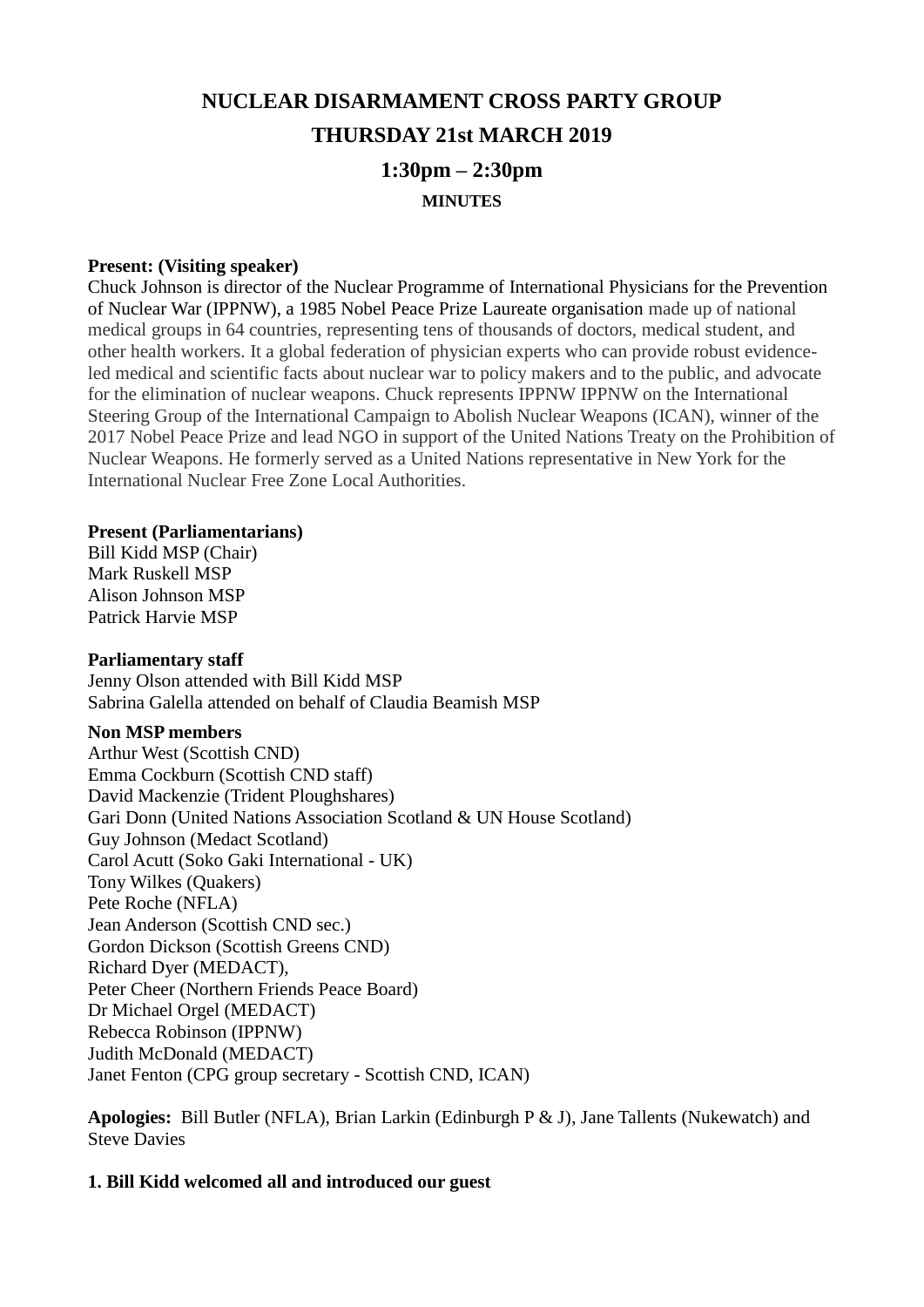# NUCLEAR DISARMAMENT CROSS PARTY GROUP

## THURSDAY 21st MARCH 2019

## 1:30pm – 2:30pm

**MINUTES**

**Present: (Visiting speaker)**
Chuck Johnson is director of the Nuclear Programme of International Physicians for the Prevention of Nuclear War (IPPNW), a 1985 Nobel Peace Prize Laureate organisation made up of national medical groups in 64 countries, representing tens of thousands of doctors, medical student, and other health workers. It a global federation of physician experts who can provide robust evidence-led medical and scientific facts about nuclear war to policy makers and to the public, and advocate for the elimination of nuclear weapons. Chuck represents IPPNW IPPNW on the International Steering Group of the International Campaign to Abolish Nuclear Weapons (ICAN), winner of the 2017 Nobel Peace Prize and lead NGO in support of the United Nations Treaty on the Prohibition of Nuclear Weapons. He formerly served as a United Nations representative in New York for the International Nuclear Free Zone Local Authorities.

**Present (Parliamentarians)**
Bill Kidd MSP (Chair)
Mark Ruskell MSP
Alison Johnson MSP
Patrick Harvie MSP

**Parliamentary staff**
Jenny Olson attended with Bill Kidd MSP
Sabrina Galella attended on behalf of Claudia Beamish MSP

**Non MSP members**
Arthur West (Scottish CND)
Emma Cockburn (Scottish CND staff)
David Mackenzie (Trident Ploughshares)
Gari Donn (United Nations Association Scotland & UN House Scotland)
Guy Johnson (Medact Scotland)
Carol Acutt (Soko Gaki International - UK)
Tony Wilkes (Quakers)
Pete Roche (NFLA)
Jean Anderson (Scottish CND sec.)
Gordon Dickson (Scottish Greens CND)
Richard Dyer (MEDACT),
Peter Cheer (Northern Friends Peace Board)
Dr Michael Orgel (MEDACT)
Rebecca Robinson (IPPNW)
Judith McDonald (MEDACT)
Janet Fenton (CPG group secretary - Scottish CND, ICAN)

**Apologies:** Bill Butler (NFLA), Brian Larkin (Edinburgh P & J), Jane Tallents (Nukewatch) and Steve Davies

**1. Bill Kidd welcomed all and introduced our guest**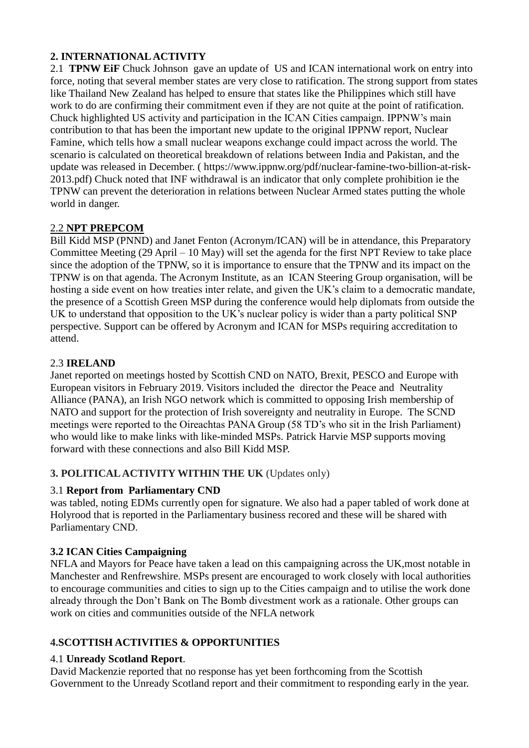## 2. INTERNATIONAL ACTIVITY

2.1 **TPNW EiF** Chuck Johnson gave an update of US and ICAN international work on entry into force, noting that several member states are very close to ratification. The strong support from states like Thailand New Zealand has helped to ensure that states like the Philippines which still have work to do are confirming their commitment even if they are not quite at the point of ratification. Chuck highlighted US activity and participation in the ICAN Cities campaign. IPPNW's main contribution to that has been the important new update to the original IPPNW report, Nuclear Famine, which tells how a small nuclear weapons exchange could impact across the world. The scenario is calculated on theoretical breakdown of relations between India and Pakistan, and the update was released in December. ( https://www.ippnw.org/pdf/nuclear-famine-two-billion-at-risk-2013.pdf) Chuck noted that INF withdrawal is an indicator that only complete prohibition ie the TPNW can prevent the deterioration in relations between Nuclear Armed states putting the whole world in danger.

### 2.2 NPT PREPCOM

Bill Kidd MSP (PNND) and Janet Fenton (Acronym/ICAN) will be in attendance, this Preparatory Committee Meeting (29 April – 10 May) will set the agenda for the first NPT Review to take place since the adoption of the TPNW, so it is importance to ensure that the TPNW and its impact on the TPNW is on that agenda. The Acronym Institute, as an ICAN Steering Group organisation, will be hosting a side event on how treaties inter relate, and given the UK's claim to a democratic mandate, the presence of a Scottish Green MSP during the conference would help diplomats from outside the UK to understand that opposition to the UK's nuclear policy is wider than a party political SNP perspective. Support can be offered by Acronym and ICAN for MSPs requiring accreditation to attend.

### 2.3 IRELAND

Janet reported on meetings hosted by Scottish CND on NATO, Brexit, PESCO and Europe with European visitors in February 2019. Visitors included the director the Peace and Neutrality Alliance (PANA), an Irish NGO network which is committed to opposing Irish membership of NATO and support for the protection of Irish sovereignty and neutrality in Europe. The SCND meetings were reported to the Oireachtas PANA Group (58 TD's who sit in the Irish Parliament) who would like to make links with like-minded MSPs. Patrick Harvie MSP supports moving forward with these connections and also Bill Kidd MSP.

## 3. POLITICAL ACTIVITY WITHIN THE UK (Updates only)

### 3.1 Report from Parliamentary CND

was tabled, noting EDMs currently open for signature. We also had a paper tabled of work done at Holyrood that is reported in the Parliamentary business recored and these will be shared with Parliamentary CND.

### 3.2 ICAN Cities Campaigning

NFLA and Mayors for Peace have taken a lead on this campaigning across the UK,most notable in Manchester and Renfrewshire. MSPs present are encouraged to work closely with local authorities to encourage communities and cities to sign up to the Cities campaign and to utilise the work done already through the Don't Bank on The Bomb divestment work as a rationale. Other groups can work on cities and communities outside of the NFLA network

## 4.SCOTTISH ACTIVITIES & OPPORTUNITIES

### 4.1 Unready Scotland Report.

David Mackenzie reported that no response has yet been forthcoming from the Scottish Government to the Unready Scotland report and their commitment to responding early in the year.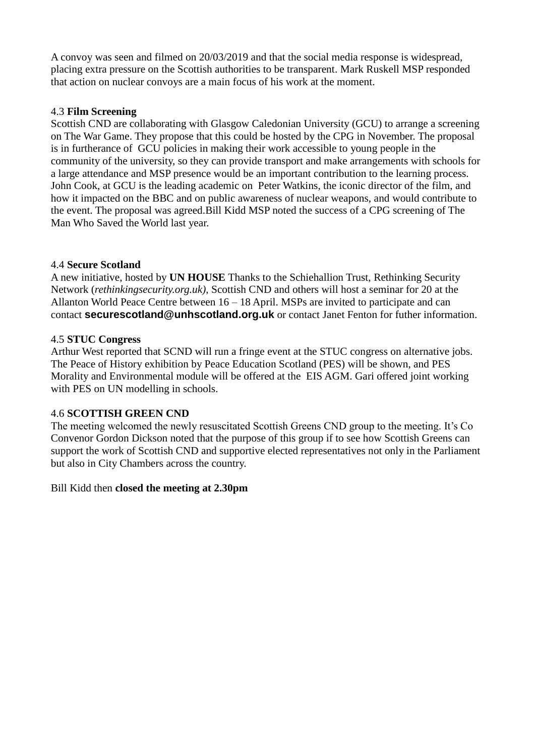A convoy was seen and filmed on 20/03/2019 and that the social media response is widespread, placing extra pressure on the Scottish authorities to be transparent. Mark Ruskell MSP responded that action on nuclear convoys are a main focus of his work at the moment.

4.3 **Film Screening**
Scottish CND are collaborating with Glasgow Caledonian University (GCU) to arrange a screening on The War Game. They propose that this could be hosted by the CPG in November. The proposal is in furtherance of GCU policies in making their work accessible to young people in the community of the university, so they can provide transport and make arrangements with schools for a large attendance and MSP presence would be an important contribution to the learning process. John Cook, at GCU is the leading academic on Peter Watkins, the iconic director of the film, and how it impacted on the BBC and on public awareness of nuclear weapons, and would contribute to the event. The proposal was agreed.Bill Kidd MSP noted the success of a CPG screening of The Man Who Saved the World last year.

4.4 **Secure Scotland**
A new initiative, hosted by **UN HOUSE** Thanks to the Schiehallion Trust, Rethinking Security Network (*rethinkingsecurity.org.uk)*, Scottish CND and others will host a seminar for 20 at the Allanton World Peace Centre between 16 – 18 April. MSPs are invited to participate and can contact **securescotland@unhscotland.org.uk** or contact Janet Fenton for futher information.

4.5 **STUC Congress**
Arthur West reported that SCND will run a fringe event at the STUC congress on alternative jobs. The Peace of History exhibition by Peace Education Scotland (PES) will be shown, and PES Morality and Environmental module will be offered at the EIS AGM. Gari offered joint working with PES on UN modelling in schools.

4.6 **SCOTTISH GREEN CND**
The meeting welcomed the newly resuscitated Scottish Greens CND group to the meeting. It's Co Convenor Gordon Dickson noted that the purpose of this group if to see how Scottish Greens can support the work of Scottish CND and supportive elected representatives not only in the Parliament but also in City Chambers across the country.

Bill Kidd then **closed the meeting at 2.30pm**